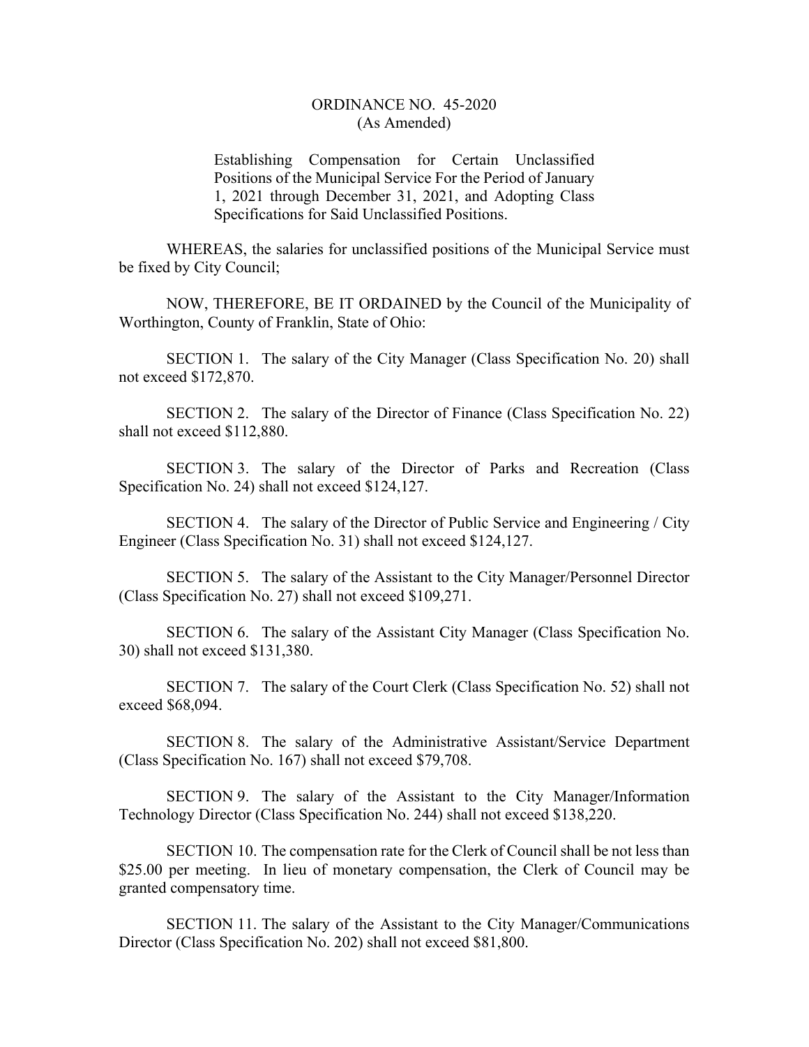# ORDINANCE NO. 45-2020
(As Amended)

Establishing Compensation for Certain Unclassified Positions of the Municipal Service For the Period of January 1, 2021 through December 31, 2021, and Adopting Class Specifications for Said Unclassified Positions.

WHEREAS, the salaries for unclassified positions of the Municipal Service must be fixed by City Council;

NOW, THEREFORE, BE IT ORDAINED by the Council of the Municipality of Worthington, County of Franklin, State of Ohio:

SECTION 1. The salary of the City Manager (Class Specification No. 20) shall not exceed $172,870.

SECTION 2. The salary of the Director of Finance (Class Specification No. 22) shall not exceed $112,880.

SECTION 3. The salary of the Director of Parks and Recreation (Class Specification No. 24) shall not exceed $124,127.

SECTION 4. The salary of the Director of Public Service and Engineering / City Engineer (Class Specification No. 31) shall not exceed $124,127.

SECTION 5. The salary of the Assistant to the City Manager/Personnel Director (Class Specification No. 27) shall not exceed $109,271.

SECTION 6. The salary of the Assistant City Manager (Class Specification No. 30) shall not exceed $131,380.

SECTION 7. The salary of the Court Clerk (Class Specification No. 52) shall not exceed $68,094.

SECTION 8. The salary of the Administrative Assistant/Service Department (Class Specification No. 167) shall not exceed $79,708.

SECTION 9. The salary of the Assistant to the City Manager/Information Technology Director (Class Specification No. 244) shall not exceed $138,220.

SECTION 10. The compensation rate for the Clerk of Council shall be not less than $25.00 per meeting. In lieu of monetary compensation, the Clerk of Council may be granted compensatory time.

SECTION 11. The salary of the Assistant to the City Manager/Communications Director (Class Specification No. 202) shall not exceed $81,800.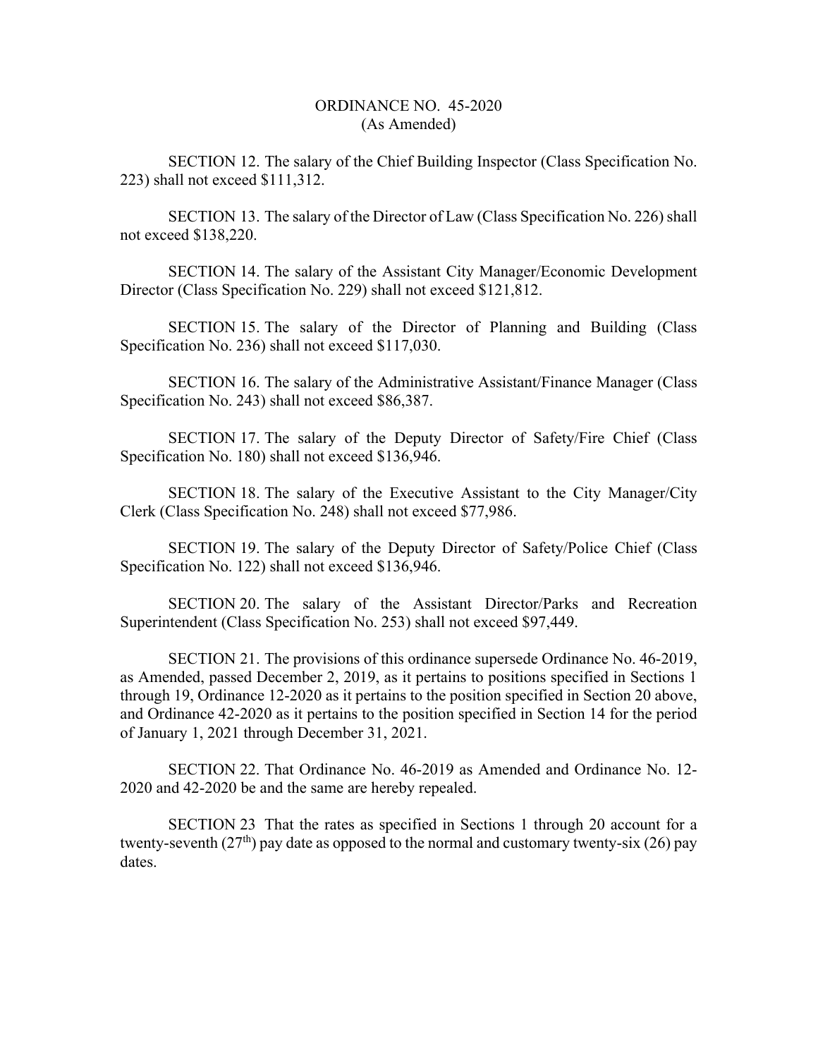ORDINANCE NO. 45-2020
(As Amended)

SECTION 12. The salary of the Chief Building Inspector (Class Specification No. 223) shall not exceed $111,312.

SECTION 13. The salary of the Director of Law (Class Specification No. 226) shall not exceed $138,220.

SECTION 14. The salary of the Assistant City Manager/Economic Development Director (Class Specification No. 229) shall not exceed $121,812.

SECTION 15. The salary of the Director of Planning and Building (Class Specification No. 236) shall not exceed $117,030.

SECTION 16. The salary of the Administrative Assistant/Finance Manager (Class Specification No. 243) shall not exceed $86,387.

SECTION 17. The salary of the Deputy Director of Safety/Fire Chief (Class Specification No. 180) shall not exceed $136,946.

SECTION 18. The salary of the Executive Assistant to the City Manager/City Clerk (Class Specification No. 248) shall not exceed $77,986.

SECTION 19. The salary of the Deputy Director of Safety/Police Chief (Class Specification No. 122) shall not exceed $136,946.

SECTION 20. The salary of the Assistant Director/Parks and Recreation Superintendent (Class Specification No. 253) shall not exceed $97,449.

SECTION 21. The provisions of this ordinance supersede Ordinance No. 46-2019, as Amended, passed December 2, 2019, as it pertains to positions specified in Sections 1 through 19, Ordinance 12-2020 as it pertains to the position specified in Section 20 above, and Ordinance 42-2020 as it pertains to the position specified in Section 14 for the period of January 1, 2021 through December 31, 2021.

SECTION 22. That Ordinance No. 46-2019 as Amended and Ordinance No. 12-2020 and 42-2020 be and the same are hereby repealed.

SECTION 23 That the rates as specified in Sections 1 through 20 account for a twenty-seventh (27th) pay date as opposed to the normal and customary twenty-six (26) pay dates.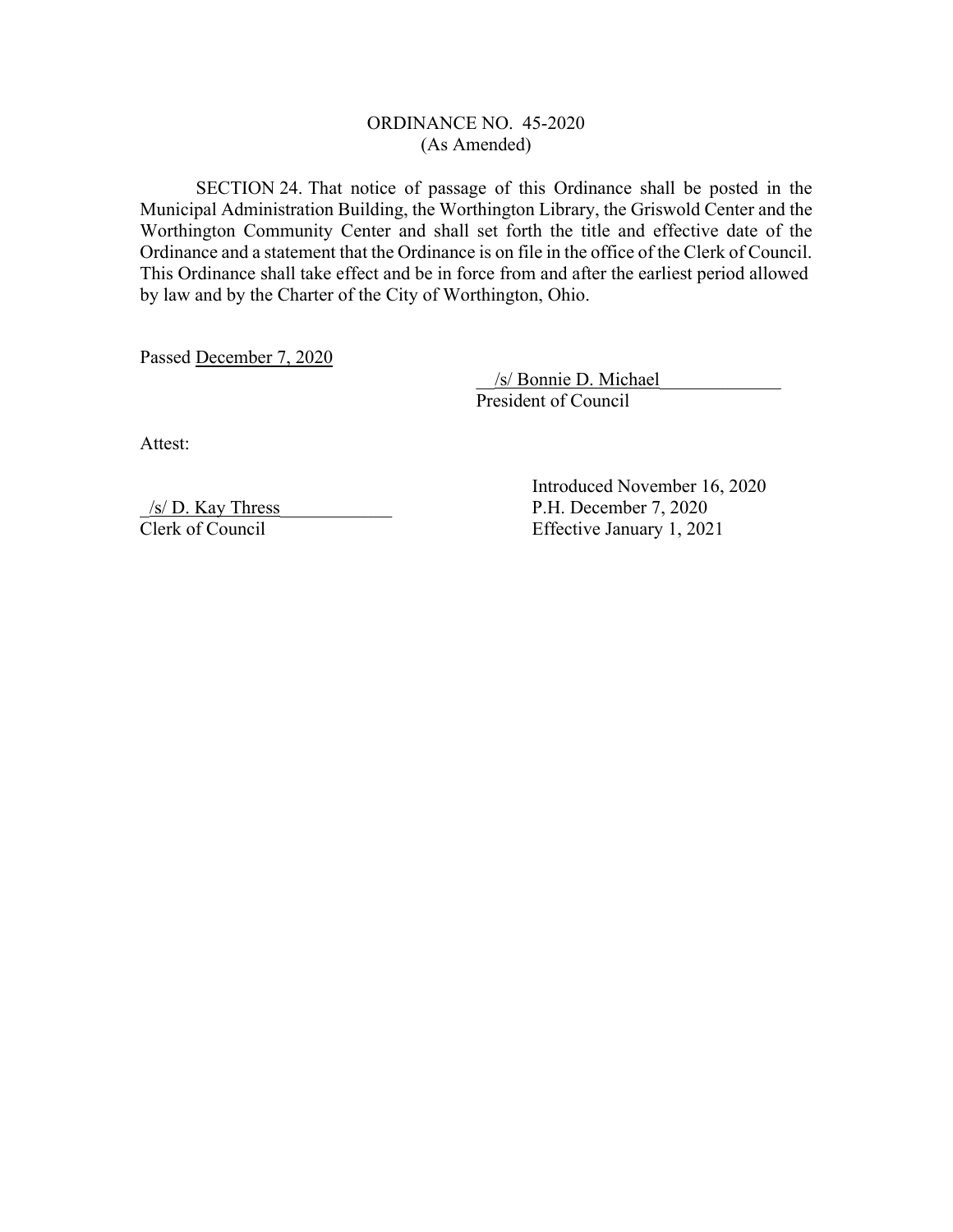ORDINANCE NO. 45-2020
(As Amended)

SECTION 24. That notice of passage of this Ordinance shall be posted in the Municipal Administration Building, the Worthington Library, the Griswold Center and the Worthington Community Center and shall set forth the title and effective date of the Ordinance and a statement that the Ordinance is on file in the office of the Clerk of Council. This Ordinance shall take effect and be in force from and after the earliest period allowed by law and by the Charter of the City of Worthington, Ohio.

Passed December 7, 2020

/s/ Bonnie D. Michael
President of Council

Attest:

/s/ D. Kay Thress
Clerk of Council

Introduced November 16, 2020
P.H. December 7, 2020
Effective January 1, 2021